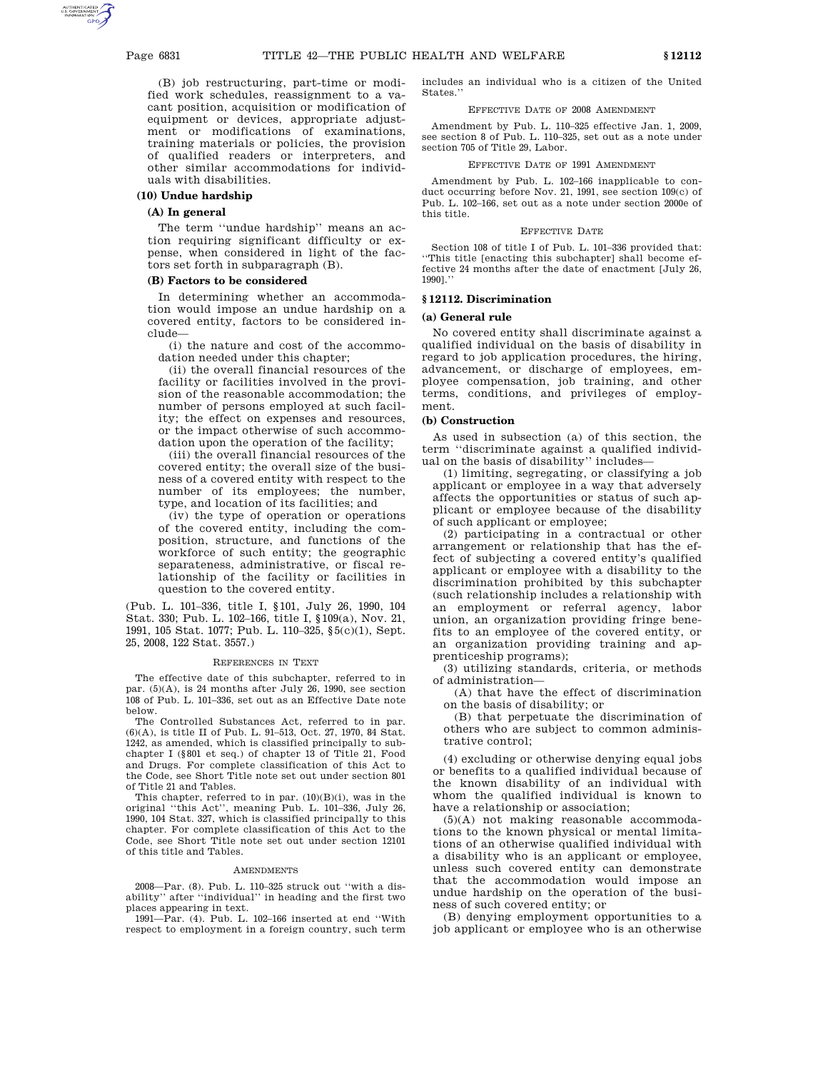(B) job restructuring, part-time or modified work schedules, reassignment to a vacant position, acquisition or modification of equipment or devices, appropriate adjustment or modifications of examinations, training materials or policies, the provision of qualified readers or interpreters, and other similar accommodations for individuals with disabilities.

**(10) Undue hardship**

**(A) In general**

The term ''undue hardship'' means an action requiring significant difficulty or expense, when considered in light of the factors set forth in subparagraph (B).

**(B) Factors to be considered**

In determining whether an accommodation would impose an undue hardship on a covered entity, factors to be considered include—

(i) the nature and cost of the accommodation needed under this chapter;

(ii) the overall financial resources of the facility or facilities involved in the provision of the reasonable accommodation; the number of persons employed at such facility; the effect on expenses and resources, or the impact otherwise of such accommodation upon the operation of the facility;

(iii) the overall financial resources of the covered entity; the overall size of the business of a covered entity with respect to the number of its employees; the number, type, and location of its facilities; and

(iv) the type of operation or operations of the covered entity, including the composition, structure, and functions of the workforce of such entity; the geographic separateness, administrative, or fiscal relationship of the facility or facilities in question to the covered entity.

(Pub. L. 101–336, title I, §101, July 26, 1990, 104 Stat. 330; Pub. L. 102–166, title I, §109(a), Nov. 21, 1991, 105 Stat. 1077; Pub. L. 110–325, §5(c)(1), Sept. 25, 2008, 122 Stat. 3557.)

REFERENCES IN TEXT

The effective date of this subchapter, referred to in par. (5)(A), is 24 months after July 26, 1990, see section 108 of Pub. L. 101–336, set out as an Effective Date note below.

The Controlled Substances Act, referred to in par. (6)(A), is title II of Pub. L. 91–513, Oct. 27, 1970, 84 Stat. 1242, as amended, which is classified principally to subchapter I (§801 et seq.) of chapter 13 of Title 21, Food and Drugs. For complete classification of this Act to the Code, see Short Title note set out under section 801 of Title 21 and Tables.

This chapter, referred to in par. (10)(B)(i), was in the original ''this Act'', meaning Pub. L. 101–336, July 26, 1990, 104 Stat. 327, which is classified principally to this chapter. For complete classification of this Act to the Code, see Short Title note set out under section 12101 of this title and Tables.

AMENDMENTS

2008—Par. (8). Pub. L. 110–325 struck out ''with a disability'' after ''individual'' in heading and the first two places appearing in text.

1991—Par. (4). Pub. L. 102–166 inserted at end ''With respect to employment in a foreign country, such term includes an individual who is a citizen of the United States.''

EFFECTIVE DATE OF 2008 AMENDMENT

Amendment by Pub. L. 110–325 effective Jan. 1, 2009, see section 8 of Pub. L. 110–325, set out as a note under section 705 of Title 29, Labor.

EFFECTIVE DATE OF 1991 AMENDMENT

Amendment by Pub. L. 102–166 inapplicable to conduct occurring before Nov. 21, 1991, see section 109(c) of Pub. L. 102–166, set out as a note under section 2000e of this title.

EFFECTIVE DATE

Section 108 of title I of Pub. L. 101–336 provided that: ''This title [enacting this subchapter] shall become effective 24 months after the date of enactment [July 26, 1990].''

## §12112. Discrimination

**(a) General rule**

No covered entity shall discriminate against a qualified individual on the basis of disability in regard to job application procedures, the hiring, advancement, or discharge of employees, employee compensation, job training, and other terms, conditions, and privileges of employment.

**(b) Construction**

As used in subsection (a) of this section, the term ''discriminate against a qualified individual on the basis of disability'' includes—

(1) limiting, segregating, or classifying a job applicant or employee in a way that adversely affects the opportunities or status of such applicant or employee because of the disability of such applicant or employee;

(2) participating in a contractual or other arrangement or relationship that has the effect of subjecting a covered entity's qualified applicant or employee with a disability to the discrimination prohibited by this subchapter (such relationship includes a relationship with an employment or referral agency, labor union, an organization providing fringe benefits to an employee of the covered entity, or an organization providing training and apprenticeship programs);

(3) utilizing standards, criteria, or methods of administration—

(A) that have the effect of discrimination on the basis of disability; or

(B) that perpetuate the discrimination of others who are subject to common administrative control;

(4) excluding or otherwise denying equal jobs or benefits to a qualified individual because of the known disability of an individual with whom the qualified individual is known to have a relationship or association;

(5)(A) not making reasonable accommodations to the known physical or mental limitations of an otherwise qualified individual with a disability who is an applicant or employee, unless such covered entity can demonstrate that the accommodation would impose an undue hardship on the operation of the business of such covered entity; or

(B) denying employment opportunities to a job applicant or employee who is an otherwise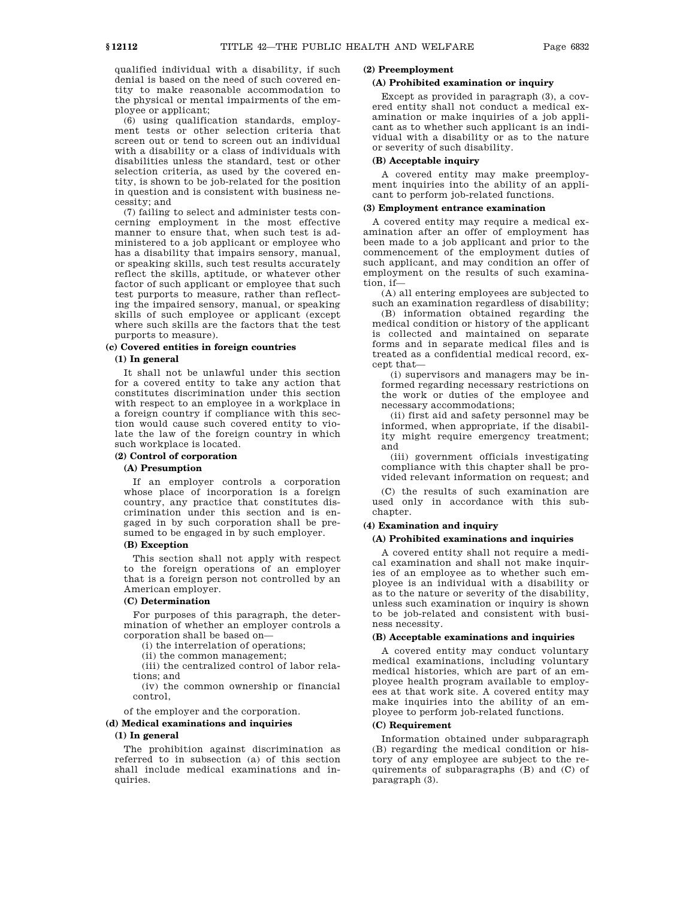qualified individual with a disability, if such denial is based on the need of such covered entity to make reasonable accommodation to the physical or mental impairments of the employee or applicant;

(6) using qualification standards, employment tests or other selection criteria that screen out or tend to screen out an individual with a disability or a class of individuals with disabilities unless the standard, test or other selection criteria, as used by the covered entity, is shown to be job-related for the position in question and is consistent with business necessity; and

(7) failing to select and administer tests concerning employment in the most effective manner to ensure that, when such test is administered to a job applicant or employee who has a disability that impairs sensory, manual, or speaking skills, such test results accurately reflect the skills, aptitude, or whatever other factor of such applicant or employee that such test purports to measure, rather than reflecting the impaired sensory, manual, or speaking skills of such employee or applicant (except where such skills are the factors that the test purports to measure).

**(c) Covered entities in foreign countries**

**(1) In general**

It shall not be unlawful under this section for a covered entity to take any action that constitutes discrimination under this section with respect to an employee in a workplace in a foreign country if compliance with this section would cause such covered entity to violate the law of the foreign country in which such workplace is located.

**(2) Control of corporation**

**(A) Presumption**

If an employer controls a corporation whose place of incorporation is a foreign country, any practice that constitutes discrimination under this section and is engaged in by such corporation shall be presumed to be engaged in by such employer.

**(B) Exception**

This section shall not apply with respect to the foreign operations of an employer that is a foreign person not controlled by an American employer.

**(C) Determination**

For purposes of this paragraph, the determination of whether an employer controls a corporation shall be based on—

(i) the interrelation of operations;

(ii) the common management;

(iii) the centralized control of labor relations; and

(iv) the common ownership or financial control,

of the employer and the corporation.

**(d) Medical examinations and inquiries**

**(1) In general**

The prohibition against discrimination as referred to in subsection (a) of this section shall include medical examinations and inquiries.

**(2) Preemployment**

**(A) Prohibited examination or inquiry**

Except as provided in paragraph (3), a covered entity shall not conduct a medical examination or make inquiries of a job applicant as to whether such applicant is an individual with a disability or as to the nature or severity of such disability.

**(B) Acceptable inquiry**

A covered entity may make preemployment inquiries into the ability of an applicant to perform job-related functions.

**(3) Employment entrance examination**

A covered entity may require a medical examination after an offer of employment has been made to a job applicant and prior to the commencement of the employment duties of such applicant, and may condition an offer of employment on the results of such examination, if—

(A) all entering employees are subjected to such an examination regardless of disability;

(B) information obtained regarding the medical condition or history of the applicant is collected and maintained on separate forms and in separate medical files and is treated as a confidential medical record, except that—

(i) supervisors and managers may be informed regarding necessary restrictions on the work or duties of the employee and necessary accommodations;

(ii) first aid and safety personnel may be informed, when appropriate, if the disability might require emergency treatment; and

(iii) government officials investigating compliance with this chapter shall be provided relevant information on request; and

(C) the results of such examination are used only in accordance with this subchapter.

**(4) Examination and inquiry**

**(A) Prohibited examinations and inquiries**

A covered entity shall not require a medical examination and shall not make inquiries of an employee as to whether such employee is an individual with a disability or as to the nature or severity of the disability, unless such examination or inquiry is shown to be job-related and consistent with business necessity.

**(B) Acceptable examinations and inquiries**

A covered entity may conduct voluntary medical examinations, including voluntary medical histories, which are part of an employee health program available to employees at that work site. A covered entity may make inquiries into the ability of an employee to perform job-related functions.

**(C) Requirement**

Information obtained under subparagraph (B) regarding the medical condition or history of any employee are subject to the requirements of subparagraphs (B) and (C) of paragraph (3).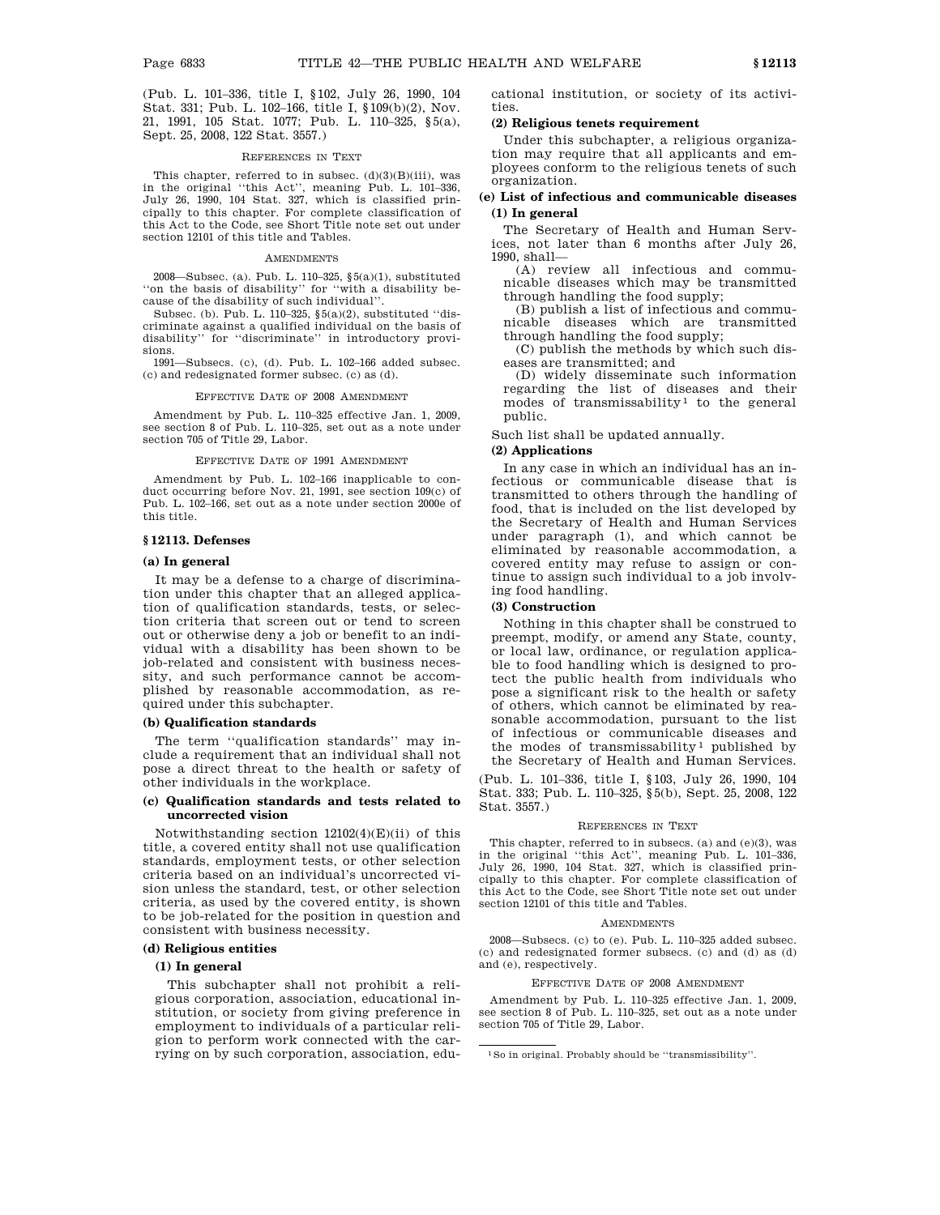(Pub. L. 101–336, title I, §102, July 26, 1990, 104 Stat. 331; Pub. L. 102–166, title I, §109(b)(2), Nov. 21, 1991, 105 Stat. 1077; Pub. L. 110–325, §5(a), Sept. 25, 2008, 122 Stat. 3557.)

REFERENCES IN TEXT

This chapter, referred to in subsec. (d)(3)(B)(iii), was in the original "this Act", meaning Pub. L. 101–336, July 26, 1990, 104 Stat. 327, which is classified principally to this chapter. For complete classification of this Act to the Code, see Short Title note set out under section 12101 of this title and Tables.

AMENDMENTS

2008—Subsec. (a). Pub. L. 110–325, §5(a)(1), substituted "on the basis of disability" for "with a disability because of the disability of such individual".

Subsec. (b). Pub. L. 110–325, §5(a)(2), substituted "discriminate against a qualified individual on the basis of disability" for "discriminate" in introductory provisions.

1991—Subsecs. (c), (d). Pub. L. 102–166 added subsec. (c) and redesignated former subsec. (c) as (d).

EFFECTIVE DATE OF 2008 AMENDMENT

Amendment by Pub. L. 110–325 effective Jan. 1, 2009, see section 8 of Pub. L. 110–325, set out as a note under section 705 of Title 29, Labor.

EFFECTIVE DATE OF 1991 AMENDMENT

Amendment by Pub. L. 102–166 inapplicable to conduct occurring before Nov. 21, 1991, see section 109(c) of Pub. L. 102–166, set out as a note under section 2000e of this title.

### § 12113. Defenses

#### (a) In general

It may be a defense to a charge of discrimination under this chapter that an alleged application of qualification standards, tests, or selection criteria that screen out or tend to screen out or otherwise deny a job or benefit to an individual with a disability has been shown to be job-related and consistent with business necessity, and such performance cannot be accomplished by reasonable accommodation, as required under this subchapter.

#### (b) Qualification standards

The term "qualification standards" may include a requirement that an individual shall not pose a direct threat to the health or safety of other individuals in the workplace.

#### (c) Qualification standards and tests related to uncorrected vision

Notwithstanding section 12102(4)(E)(ii) of this title, a covered entity shall not use qualification standards, employment tests, or other selection criteria based on an individual's uncorrected vision unless the standard, test, or other selection criteria, as used by the covered entity, is shown to be job-related for the position in question and consistent with business necessity.

#### (d) Religious entities

##### (1) In general

This subchapter shall not prohibit a religious corporation, association, educational institution, or society from giving preference in employment to individuals of a particular religion to perform work connected with the carrying on by such corporation, association, educational institution, or society of its activities.

##### (2) Religious tenets requirement

Under this subchapter, a religious organization may require that all applicants and employees conform to the religious tenets of such organization.

#### (e) List of infectious and communicable diseases

##### (1) In general

The Secretary of Health and Human Services, not later than 6 months after July 26, 1990, shall—

(A) review all infectious and communicable diseases which may be transmitted through handling the food supply;

(B) publish a list of infectious and communicable diseases which are transmitted through handling the food supply;

(C) publish the methods by which such diseases are transmitted; and

(D) widely disseminate such information regarding the list of diseases and their modes of transmissability[1] to the general public.

Such list shall be updated annually.

##### (2) Applications

In any case in which an individual has an infectious or communicable disease that is transmitted to others through the handling of food, that is included on the list developed by the Secretary of Health and Human Services under paragraph (1), and which cannot be eliminated by reasonable accommodation, a covered entity may refuse to assign or continue to assign such individual to a job involving food handling.

##### (3) Construction

Nothing in this chapter shall be construed to preempt, modify, or amend any State, county, or local law, ordinance, or regulation applicable to food handling which is designed to protect the public health from individuals who pose a significant risk to the health or safety of others, which cannot be eliminated by reasonable accommodation, pursuant to the list of infectious or communicable diseases and the modes of transmissability[1] published by the Secretary of Health and Human Services.

(Pub. L. 101–336, title I, §103, July 26, 1990, 104 Stat. 333; Pub. L. 110–325, §5(b), Sept. 25, 2008, 122 Stat. 3557.)

REFERENCES IN TEXT

This chapter, referred to in subsecs. (a) and (e)(3), was in the original "this Act", meaning Pub. L. 101–336, July 26, 1990, 104 Stat. 327, which is classified principally to this chapter. For complete classification of this Act to the Code, see Short Title note set out under section 12101 of this title and Tables.

AMENDMENTS

2008—Subsecs. (c) to (e). Pub. L. 110–325 added subsec. (c) and redesignated former subsecs. (c) and (d) as (d) and (e), respectively.

EFFECTIVE DATE OF 2008 AMENDMENT

Amendment by Pub. L. 110–325 effective Jan. 1, 2009, see section 8 of Pub. L. 110–325, set out as a note under section 705 of Title 29, Labor.

[1] So in original. Probably should be "transmissibility".